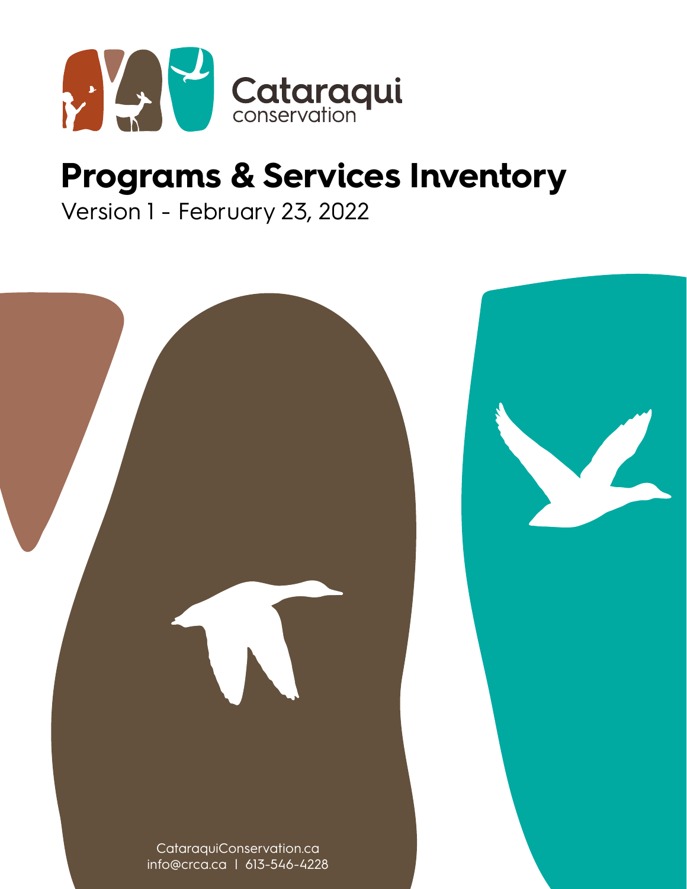Cataraqui
conservation

# Programs & Services Inventory

Version 1 - February 23, 2022

CataraquiConservation.ca
info@crca.ca | 613-546-4228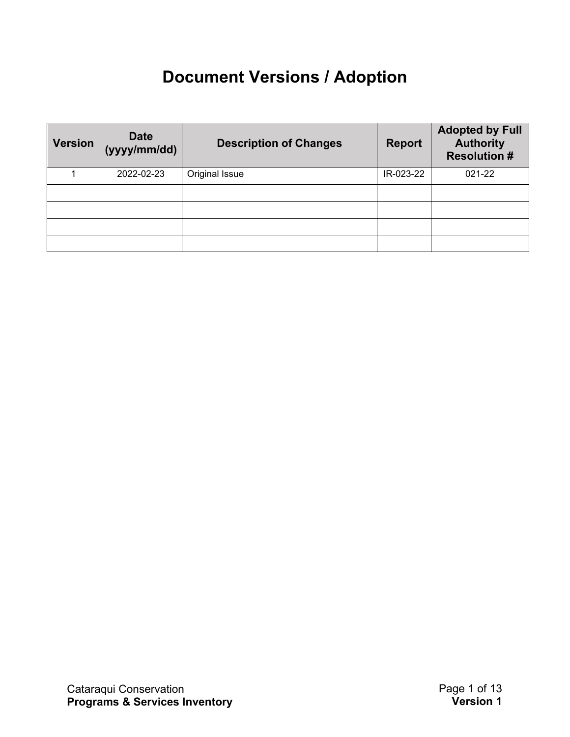# Document Versions / Adoption

| Version | Date (yyyy/mm/dd) | Description of Changes | Report | Adopted by Full Authority Resolution # |
|---|---|---|---|---|
| 1 | 2022-02-23 | Original Issue | IR-023-22 | 021-22 |
| | | | | |
| | | | | |
| | | | | |
| | | | | |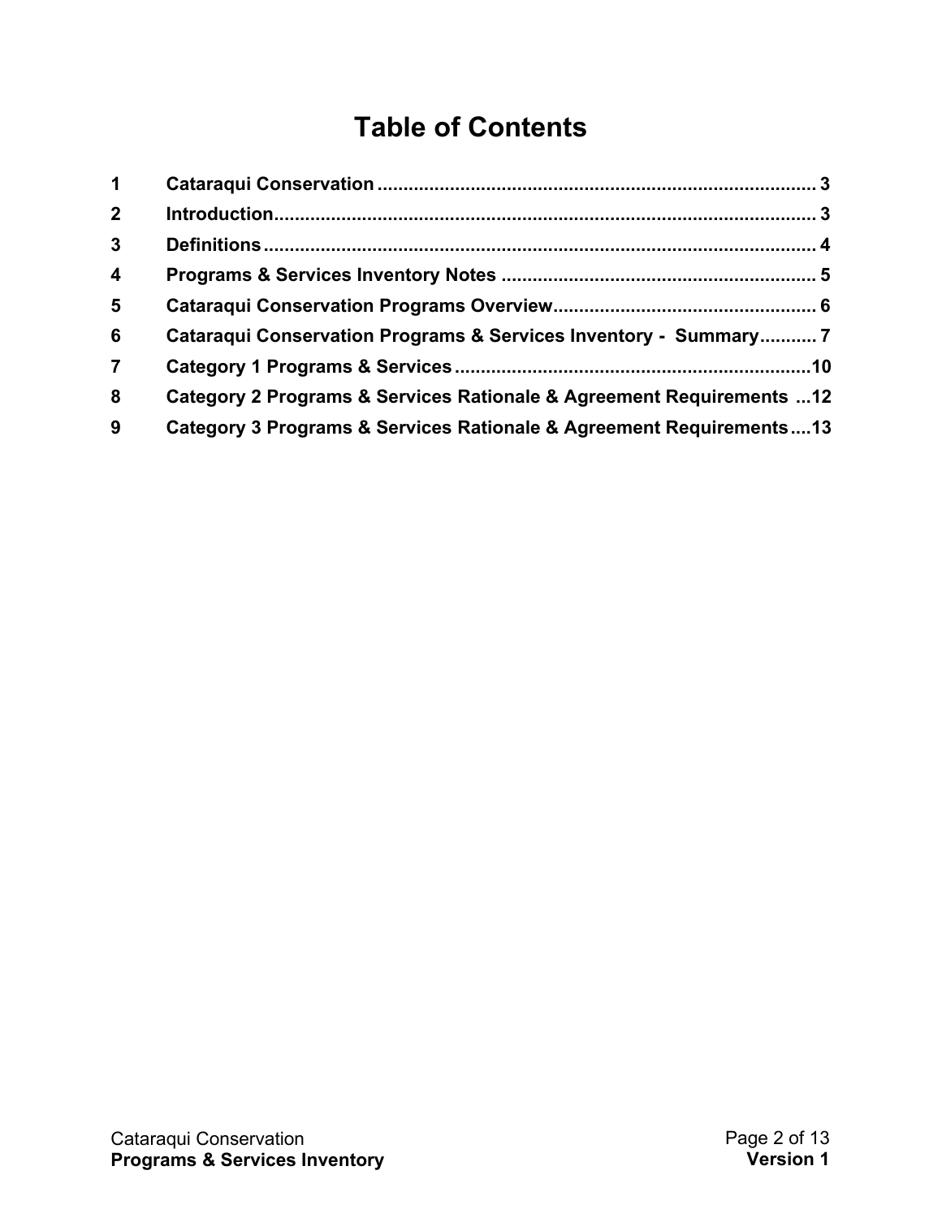# Table of Contents

| | | |
|---|---|---|
| 1 | Cataraqui Conservation | 3 |
| 2 | Introduction | 3 |
| 3 | Definitions | 4 |
| 4 | Programs & Services Inventory Notes | 5 |
| 5 | Cataraqui Conservation Programs Overview | 6 |
| 6 | Cataraqui Conservation Programs & Services Inventory - Summary | 7 |
| 7 | Category 1 Programs & Services | 10 |
| 8 | Category 2 Programs & Services Rationale & Agreement Requirements | 12 |
| 9 | Category 3 Programs & Services Rationale & Agreement Requirements | 13 |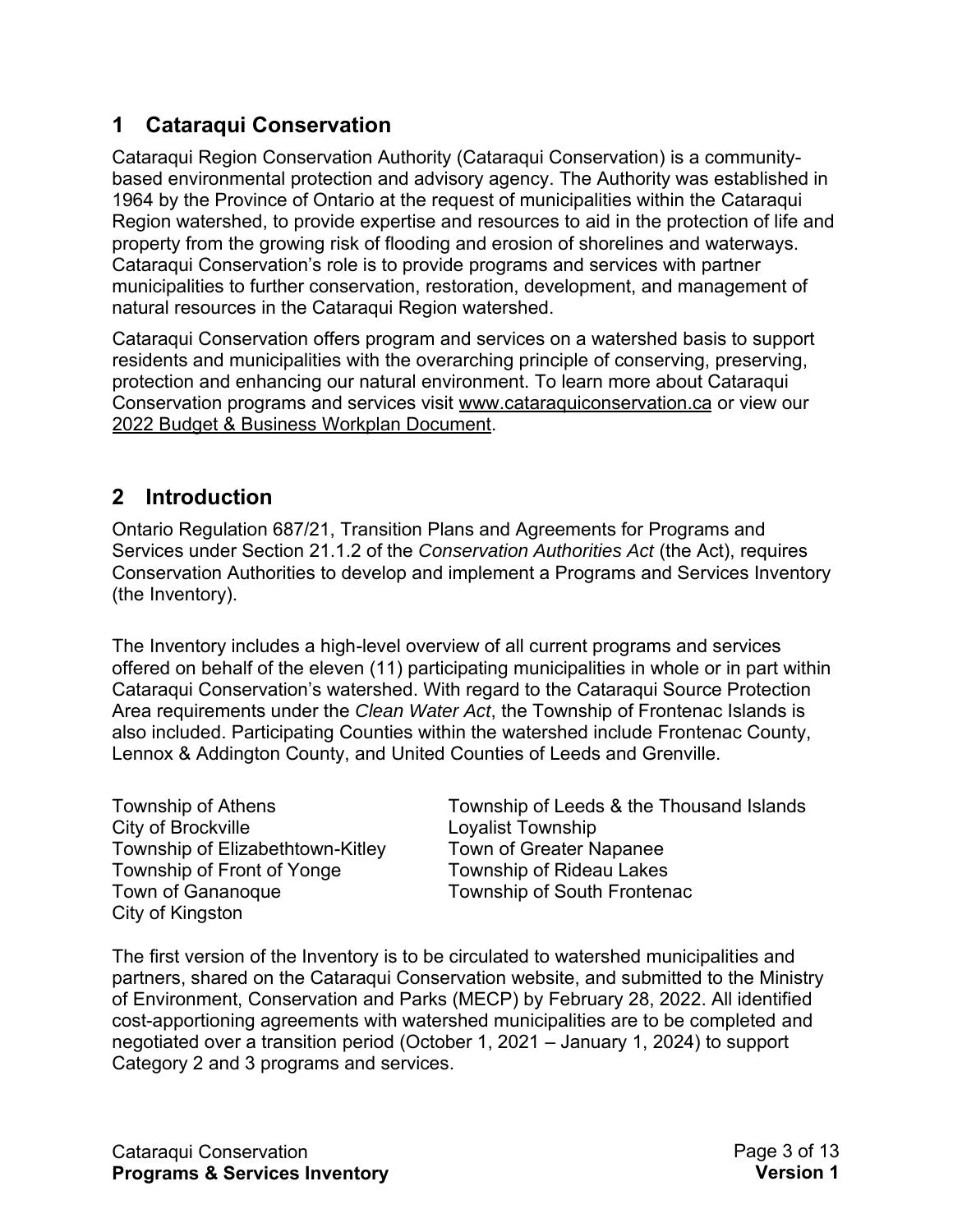## 1 Cataraqui Conservation

Cataraqui Region Conservation Authority (Cataraqui Conservation) is a community-based environmental protection and advisory agency. The Authority was established in 1964 by the Province of Ontario at the request of municipalities within the Cataraqui Region watershed, to provide expertise and resources to aid in the protection of life and property from the growing risk of flooding and erosion of shorelines and waterways. Cataraqui Conservation's role is to provide programs and services with partner municipalities to further conservation, restoration, development, and management of natural resources in the Cataraqui Region watershed.

Cataraqui Conservation offers program and services on a watershed basis to support residents and municipalities with the overarching principle of conserving, preserving, protection and enhancing our natural environment. To learn more about Cataraqui Conservation programs and services visit www.cataraquiconservation.ca or view our 2022 Budget & Business Workplan Document.

## 2 Introduction

Ontario Regulation 687/21, Transition Plans and Agreements for Programs and Services under Section 21.1.2 of the *Conservation Authorities Act* (the Act), requires Conservation Authorities to develop and implement a Programs and Services Inventory (the Inventory).

The Inventory includes a high-level overview of all current programs and services offered on behalf of the eleven (11) participating municipalities in whole or in part within Cataraqui Conservation's watershed. With regard to the Cataraqui Source Protection Area requirements under the *Clean Water Act*, the Township of Frontenac Islands is also included. Participating Counties within the watershed include Frontenac County, Lennox & Addington County, and United Counties of Leeds and Grenville.

Township of Athens
City of Brockville
Township of Elizabethtown-Kitley
Township of Front of Yonge
Town of Gananoque
City of Kingston
Township of Leeds & the Thousand Islands
Loyalist Township
Town of Greater Napanee
Township of Rideau Lakes
Township of South Frontenac

The first version of the Inventory is to be circulated to watershed municipalities and partners, shared on the Cataraqui Conservation website, and submitted to the Ministry of Environment, Conservation and Parks (MECP) by February 28, 2022. All identified cost-apportioning agreements with watershed municipalities are to be completed and negotiated over a transition period (October 1, 2021 – January 1, 2024) to support Category 2 and 3 programs and services.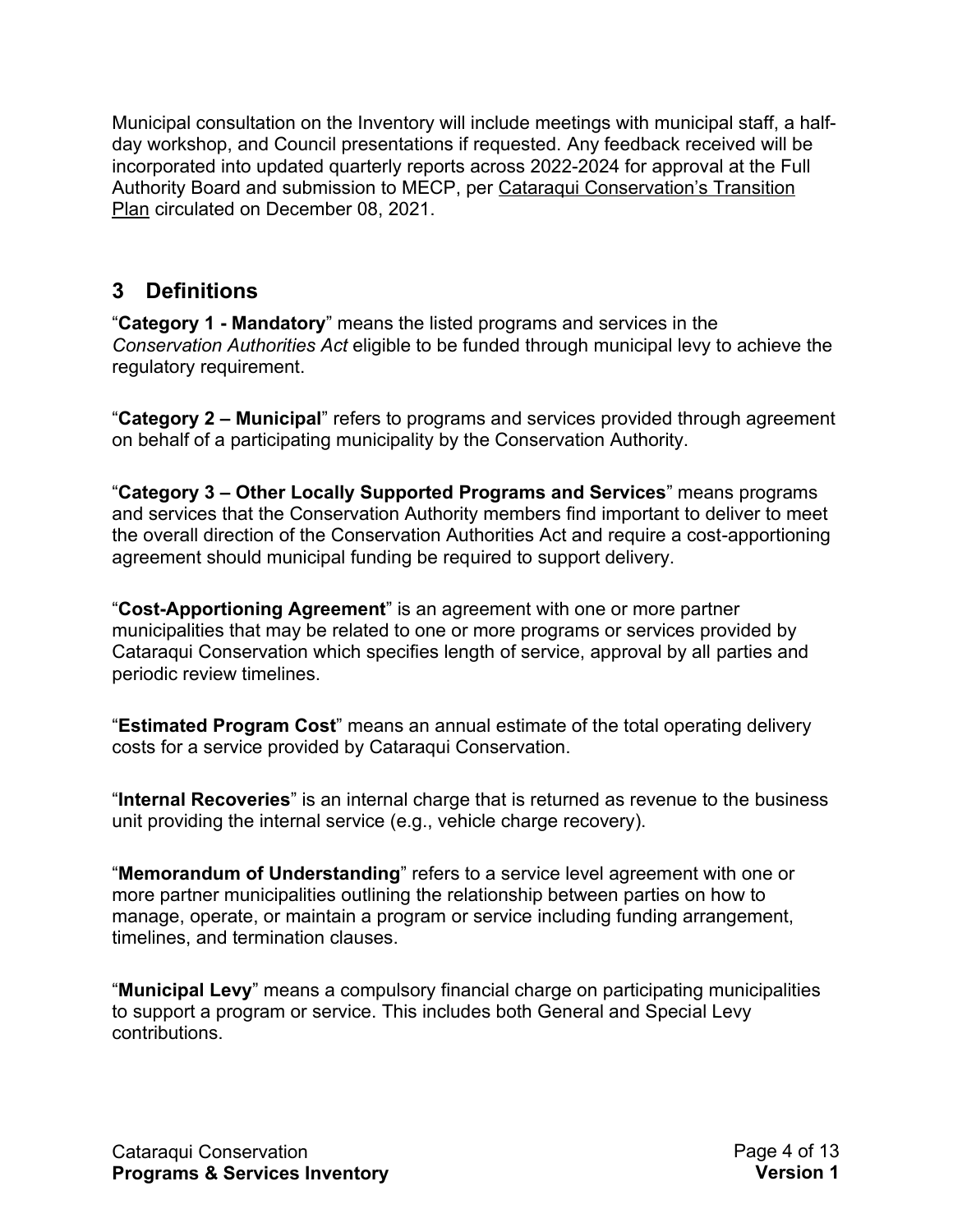Municipal consultation on the Inventory will include meetings with municipal staff, a half-day workshop, and Council presentations if requested. Any feedback received will be incorporated into updated quarterly reports across 2022-2024 for approval at the Full Authority Board and submission to MECP, per Cataraqui Conservation's Transition Plan circulated on December 08, 2021.

## 3 Definitions

"**Category 1 - Mandatory**" means the listed programs and services in the *Conservation Authorities Act* eligible to be funded through municipal levy to achieve the regulatory requirement.

"**Category 2 – Municipal**" refers to programs and services provided through agreement on behalf of a participating municipality by the Conservation Authority.

"**Category 3 – Other Locally Supported Programs and Services**" means programs and services that the Conservation Authority members find important to deliver to meet the overall direction of the Conservation Authorities Act and require a cost-apportioning agreement should municipal funding be required to support delivery.

"**Cost-Apportioning Agreement**" is an agreement with one or more partner municipalities that may be related to one or more programs or services provided by Cataraqui Conservation which specifies length of service, approval by all parties and periodic review timelines.

"**Estimated Program Cost**" means an annual estimate of the total operating delivery costs for a service provided by Cataraqui Conservation.

"**Internal Recoveries**" is an internal charge that is returned as revenue to the business unit providing the internal service (e.g., vehicle charge recovery).

"**Memorandum of Understanding**" refers to a service level agreement with one or more partner municipalities outlining the relationship between parties on how to manage, operate, or maintain a program or service including funding arrangement, timelines, and termination clauses.

"**Municipal Levy**" means a compulsory financial charge on participating municipalities to support a program or service. This includes both General and Special Levy contributions.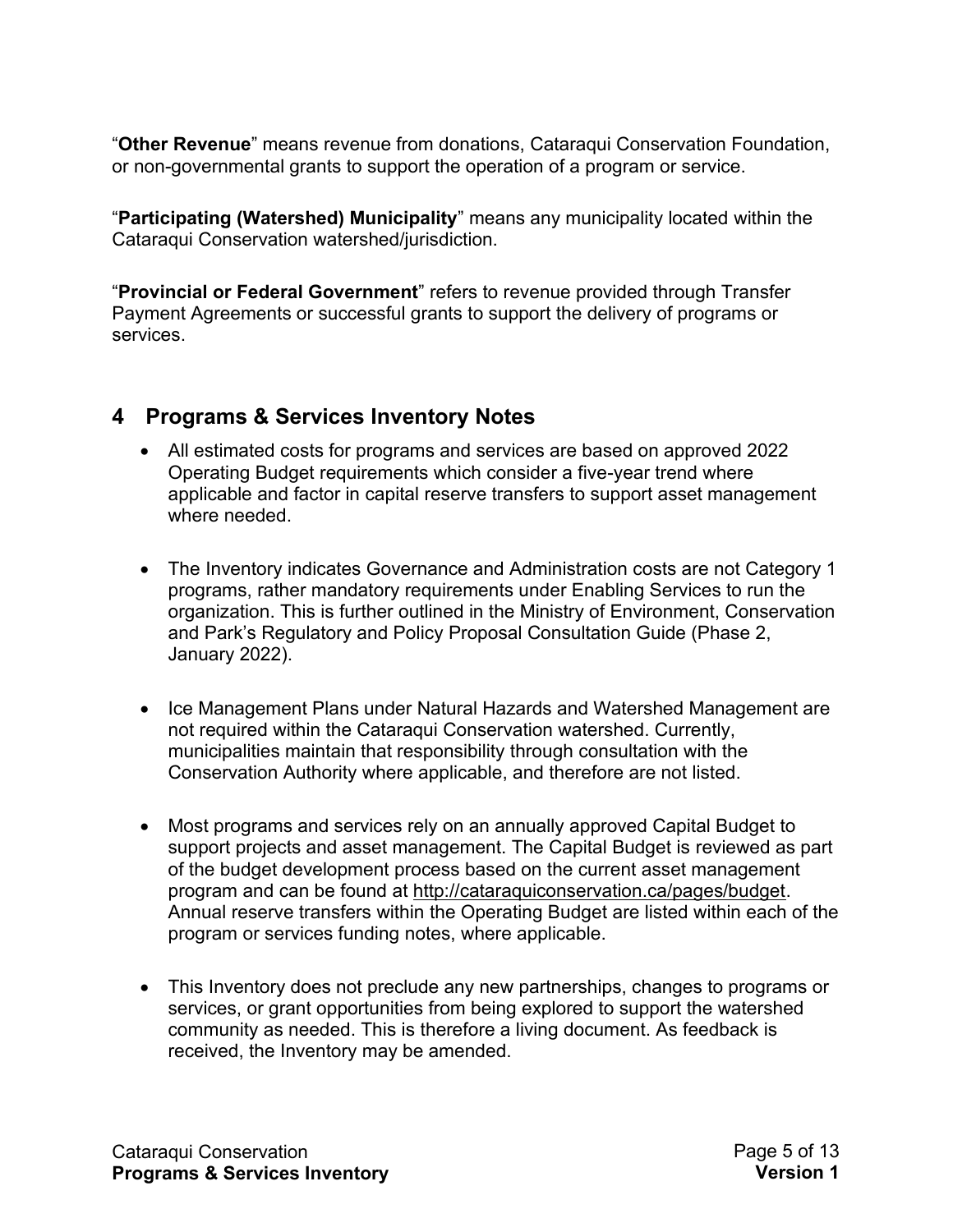"**Other Revenue**" means revenue from donations, Cataraqui Conservation Foundation, or non-governmental grants to support the operation of a program or service.

"**Participating (Watershed) Municipality**" means any municipality located within the Cataraqui Conservation watershed/jurisdiction.

"**Provincial or Federal Government**" refers to revenue provided through Transfer Payment Agreements or successful grants to support the delivery of programs or services.

## 4 Programs & Services Inventory Notes

- All estimated costs for programs and services are based on approved 2022 Operating Budget requirements which consider a five-year trend where applicable and factor in capital reserve transfers to support asset management where needed.
- The Inventory indicates Governance and Administration costs are not Category 1 programs, rather mandatory requirements under Enabling Services to run the organization. This is further outlined in the Ministry of Environment, Conservation and Park's Regulatory and Policy Proposal Consultation Guide (Phase 2, January 2022).
- Ice Management Plans under Natural Hazards and Watershed Management are not required within the Cataraqui Conservation watershed. Currently, municipalities maintain that responsibility through consultation with the Conservation Authority where applicable, and therefore are not listed.
- Most programs and services rely on an annually approved Capital Budget to support projects and asset management. The Capital Budget is reviewed as part of the budget development process based on the current asset management program and can be found at http://cataraquiconservation.ca/pages/budget. Annual reserve transfers within the Operating Budget are listed within each of the program or services funding notes, where applicable.
- This Inventory does not preclude any new partnerships, changes to programs or services, or grant opportunities from being explored to support the watershed community as needed. This is therefore a living document. As feedback is received, the Inventory may be amended.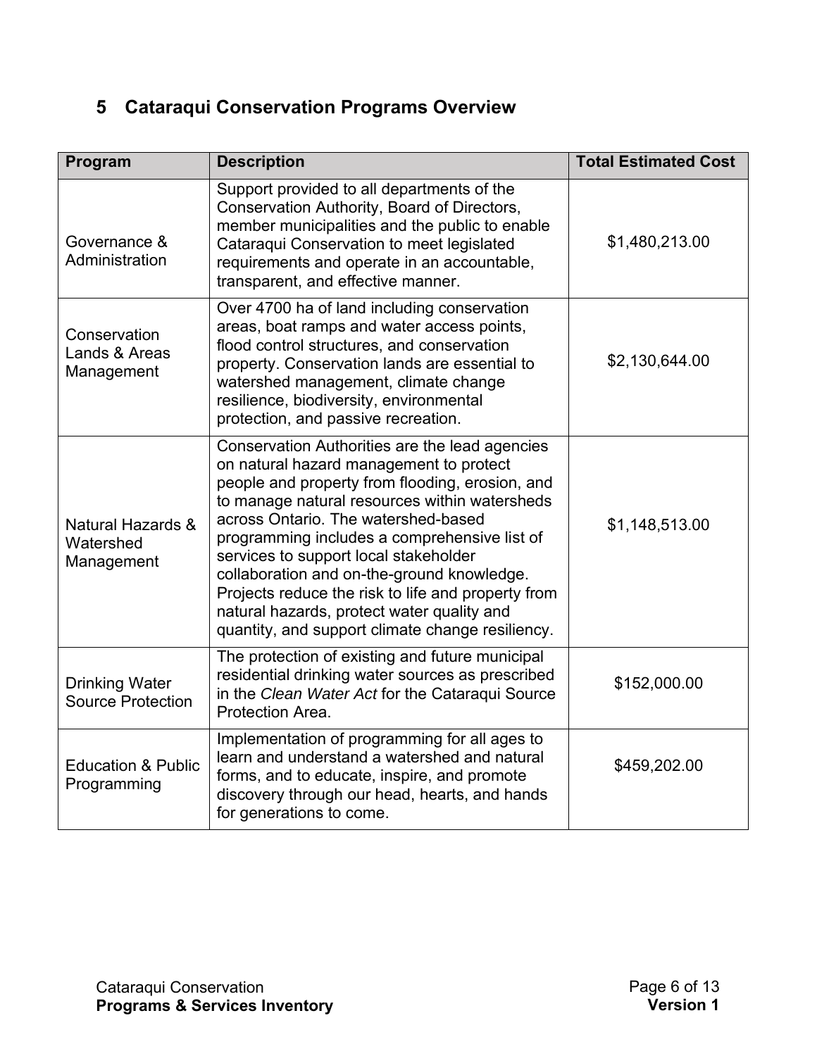## 5 Cataraqui Conservation Programs Overview

| Program | Description | Total Estimated Cost |
|---|---|---|
| Governance & Administration | Support provided to all departments of the Conservation Authority, Board of Directors, member municipalities and the public to enable Cataraqui Conservation to meet legislated requirements and operate in an accountable, transparent, and effective manner. | $1,480,213.00 |
| Conservation Lands & Areas Management | Over 4700 ha of land including conservation areas, boat ramps and water access points, flood control structures, and conservation property. Conservation lands are essential to watershed management, climate change resilience, biodiversity, environmental protection, and passive recreation. | $2,130,644.00 |
| Natural Hazards & Watershed Management | Conservation Authorities are the lead agencies on natural hazard management to protect people and property from flooding, erosion, and to manage natural resources within watersheds across Ontario. The watershed-based programming includes a comprehensive list of services to support local stakeholder collaboration and on-the-ground knowledge. Projects reduce the risk to life and property from natural hazards, protect water quality and quantity, and support climate change resiliency. | $1,148,513.00 |
| Drinking Water Source Protection | The protection of existing and future municipal residential drinking water sources as prescribed in the *Clean Water Act* for the Cataraqui Source Protection Area. | $152,000.00 |
| Education & Public Programming | Implementation of programming for all ages to learn and understand a watershed and natural forms, and to educate, inspire, and promote discovery through our head, hearts, and hands for generations to come. | $459,202.00 |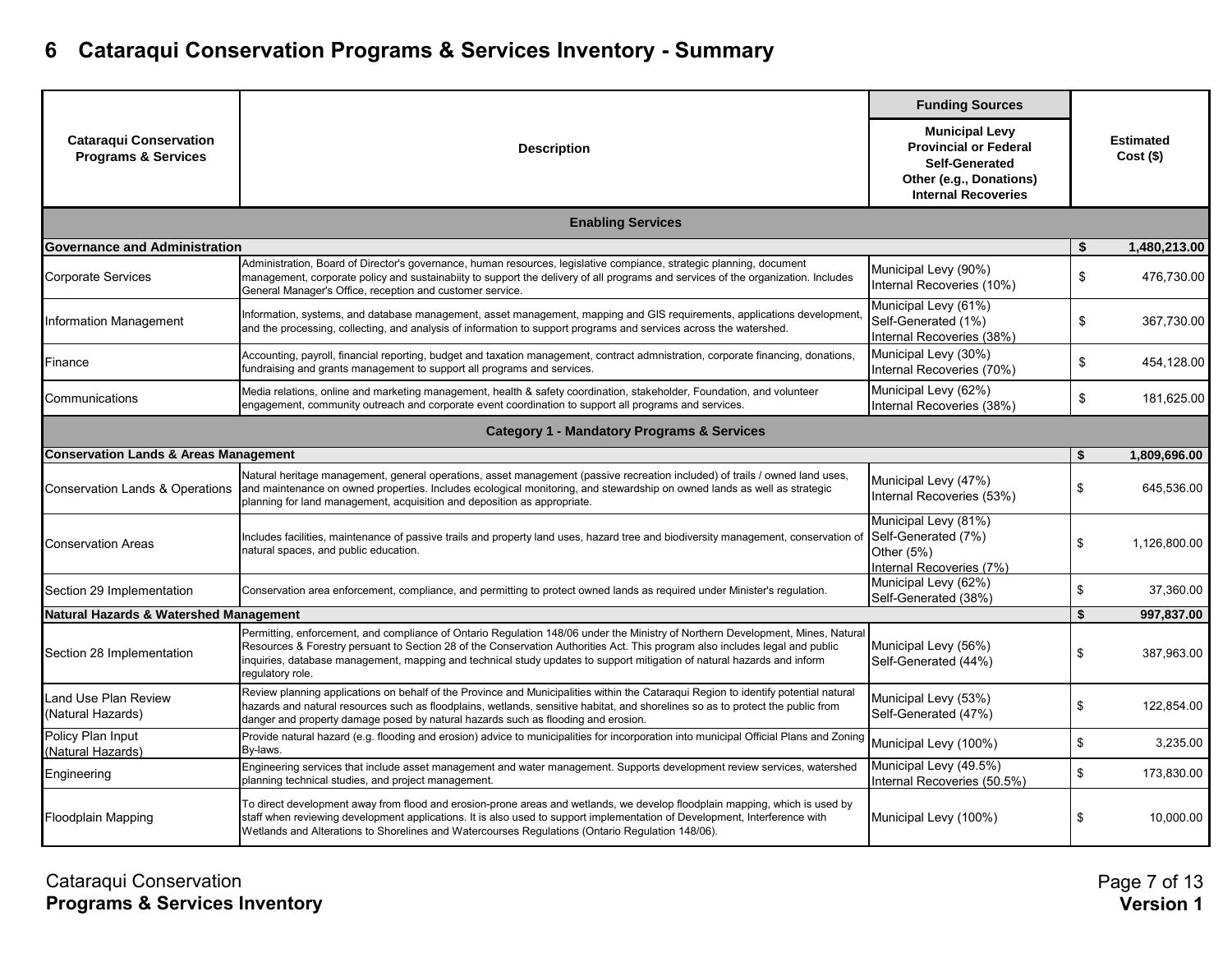# 6 Cataraqui Conservation Programs & Services Inventory - Summary

| Cataraqui Conservation Programs & Services | Description | Funding Sources<br>Municipal Levy<br>Provincial or Federal<br>Self-Generated<br>Other (e.g., Donations)<br>Internal Recoveries | Estimated Cost ($) |
|---|---|---|---|
| **Enabling Services** | | | |
| **Governance and Administration** | | | **$ 1,480,213.00** |
| Corporate Services | Administration, Board of Director's governance, human resources, legislative compiance, strategic planning, document management, corporate policy and sustainabiity to support the delivery of all programs and services of the organization. Includes General Manager's Office, reception and customer service. | Municipal Levy (90%)<br>Internal Recoveries (10%) | $ 476,730.00 |
| Information Management | Information, systems, and database management, asset management, mapping and GIS requirements, applications development, and the processing, collecting, and analysis of information to support programs and services across the watershed. | Municipal Levy (61%)<br>Self-Generated (1%)<br>Internal Recoveries (38%) | $ 367,730.00 |
| Finance | Accounting, payroll, financial reporting, budget and taxation management, contract admnistration, corporate financing, donations, fundraising and grants management to support all programs and services. | Municipal Levy (30%)<br>Internal Recoveries (70%) | $ 454,128.00 |
| Communications | Media relations, online and marketing management, health & safety coordination, stakeholder, Foundation, and volunteer engagement, community outreach and corporate event coordination to support all programs and services. | Municipal Levy (62%)<br>Internal Recoveries (38%) | $ 181,625.00 |
| **Category 1 - Mandatory Programs & Services** | | | |
| **Conservation Lands & Areas Management** | | | **$ 1,809,696.00** |
| Conservation Lands & Operations | Natural heritage management, general operations, asset management (passive recreation included) of trails / owned land uses, and maintenance on owned properties. Includes ecological monitoring, and stewardship on owned lands as well as strategic planning for land management, acquisition and deposition as appropriate. | Municipal Levy (47%)<br>Internal Recoveries (53%) | $ 645,536.00 |
| Conservation Areas | Includes facilities, maintenance of passive trails and property land uses, hazard tree and biodiversity management, conservation of natural spaces, and public education. | Municipal Levy (81%)<br>Self-Generated (7%)<br>Other (5%)<br>Internal Recoveries (7%) | $ 1,126,800.00 |
| Section 29 Implementation | Conservation area enforcement, compliance, and permitting to protect owned lands as required under Minister's regulation. | Municipal Levy (62%)<br>Self-Generated (38%) | $ 37,360.00 |
| **Natural Hazards & Watershed Management** | | | **$ 997,837.00** |
| Section 28 Implementation | Permitting, enforcement, and compliance of Ontario Regulation 148/06 under the Ministry of Northern Development, Mines, Natural Resources & Forestry persuant to Section 28 of the Conservation Authorities Act. This program also includes legal and public inquiries, database management, mapping and technical study updates to support mitigation of natural hazards and inform regulatory role. | Municipal Levy (56%)<br>Self-Generated (44%) | $ 387,963.00 |
| Land Use Plan Review (Natural Hazards) | Review planning applications on behalf of the Province and Municipalities within the Cataraqui Region to identify potential natural hazards and natural resources such as floodplains, wetlands, sensitive habitat, and shorelines so as to protect the public from danger and property damage posed by natural hazards such as flooding and erosion. | Municipal Levy (53%)<br>Self-Generated (47%) | $ 122,854.00 |
| Policy Plan Input (Natural Hazards) | Provide natural hazard (e.g. flooding and erosion) advice to municipalities for incorporation into municipal Official Plans and Zoning By-laws. | Municipal Levy (100%) | $ 3,235.00 |
| Engineering | Engineering services that include asset management and water management. Supports development review services, watershed planning technical studies, and project management. | Municipal Levy (49.5%)<br>Internal Recoveries (50.5%) | $ 173,830.00 |
| Floodplain Mapping | To direct development away from flood and erosion-prone areas and wetlands, we develop floodplain mapping, which is used by staff when reviewing development applications. It is also used to support implementation of Development, Interference with Wetlands and Alterations to Shorelines and Watercourses Regulations (Ontario Regulation 148/06). | Municipal Levy (100%) | $ 10,000.00 |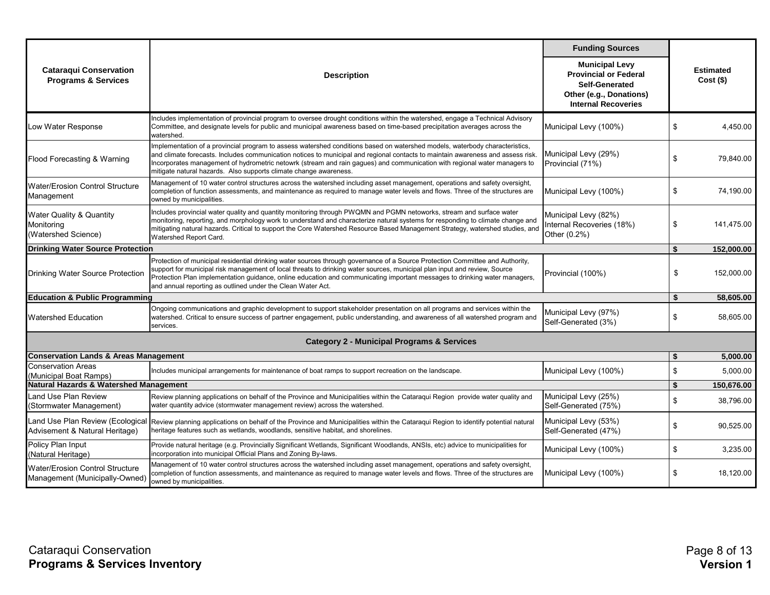| Cataraqui Conservation Programs & Services | Description | Funding Sources<br>Municipal Levy<br>Provincial or Federal<br>Self-Generated<br>Other (e.g., Donations)<br>Internal Recoveries | Estimated Cost ($) |
|---|---|---|---|
| Low Water Response | Includes implementation of provincial program to oversee drought conditions within the watershed, engage a Technical Advisory Committee, and designate levels for public and municipal awareness based on time-based precipitation averages across the watershed. | Municipal Levy (100%) | $ 4,450.00 |
| Flood Forecasting & Warning | Implementation of a provincial program to assess watershed conditions based on watershed models, waterbody characteristics, and climate forecasts. Includes communication notices to municipal and regional contacts to maintain awareness and assess risk. Incorporates management of hydrometric netowrk (stream and rain gagues) and communication with regional water managers to mitigate natural hazards. Also supports climate change awareness. | Municipal Levy (29%)<br>Provincial (71%) | $ 79,840.00 |
| Water/Erosion Control Structure Management | Management of 10 water control structures across the watershed including asset management, operations and safety oversight, completion of function assessments, and maintenance as required to manage water levels and flows. Three of the structures are owned by municipalities. | Municipal Levy (100%) | $ 74,190.00 |
| Water Quality & Quantity Monitoring (Watershed Science) | Includes provincial water quality and quantity monitoring through PWQMN and PGMN netoworks, stream and surface water monitoring, reporting, and morphology work to understand and characterize natural systems for responding to climate change and mitigating natural hazards. Critical to support the Core Watershed Resource Based Management Strategy, watershed studies, and Watershed Report Card. | Municipal Levy (82%)<br>Internal Recoveries (18%)<br>Other (0.2%) | $ 141,475.00 |
| **Drinking Water Source Protection** | | | **$ 152,000.00** |
| Drinking Water Source Protection | Protection of municipal residential drinking water sources through governance of a Source Protection Committee and Authority, support for municipal risk management of local threats to drinking water sources, municipal plan input and review, Source Protection Plan implementation guidance, online education and communicating important messages to drinking water managers, and annual reporting as outlined under the Clean Water Act. | Provincial (100%) | $ 152,000.00 |
| **Education & Public Programming** | | | **$ 58,605.00** |
| Watershed Education | Ongoing communications and graphic development to support stakeholder presentation on all programs and services within the watershed. Critical to ensure success of partner engagement, public understanding, and awareness of all watershed program and services. | Municipal Levy (97%)<br>Self-Generated (3%) | $ 58,605.00 |
| **Category 2 - Municipal Programs & Services** | | | |
| **Conservation Lands & Areas Management** | | | **$ 5,000.00** |
| Conservation Areas (Municipal Boat Ramps) | Includes municipal arrangements for maintenance of boat ramps to support recreation on the landscape. | Municipal Levy (100%) | $ 5,000.00 |
| **Natural Hazards & Watershed Management** | | | **$ 150,676.00** |
| Land Use Plan Review (Stormwater Management) | Review planning applications on behalf of the Province and Municipalities within the Cataraqui Region provide water quality and water quantity advice (stormwater management review) across the watershed. | Municipal Levy (25%)<br>Self-Generated (75%) | $ 38,796.00 |
| Land Use Plan Review (Ecological Advisement & Natural Heritage) | Review planning applications on behalf of the Province and Municipalities within the Cataraqui Region to identify potential natural heritage features such as wetlands, woodlands, sensitive habitat, and shorelines. | Municipal Levy (53%)<br>Self-Generated (47%) | $ 90,525.00 |
| Policy Plan Input (Natural Heritage) | Provide natural heritage (e.g. Provincially Significant Wetlands, Significant Woodlands, ANSIs, etc) advice to municipalities for incorporation into municipal Official Plans and Zoning By-laws. | Municipal Levy (100%) | $ 3,235.00 |
| Water/Erosion Control Structure Management (Municipally-Owned) | Management of 10 water control structures across the watershed including asset management, operations and safety oversight, completion of function assessments, and maintenance as required to manage water levels and flows. Three of the structures are owned by municipalities. | Municipal Levy (100%) | $ 18,120.00 |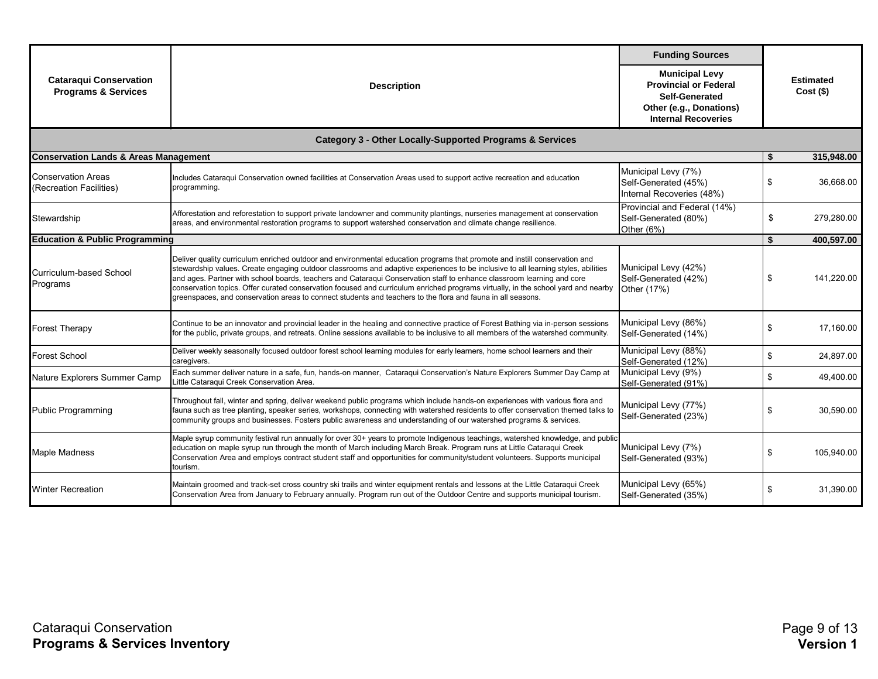| Cataraqui Conservation Programs & Services | Description | Funding Sources<br>Municipal Levy<br>Provincial or Federal<br>Self-Generated<br>Other (e.g., Donations)<br>Internal Recoveries | Estimated Cost ($) |
|---|---|---|---|
| **Category 3 - Other Locally-Supported Programs & Services** | | | |
| **Conservation Lands & Areas Management** | | | **$ 315,948.00** |
| Conservation Areas (Recreation Facilities) | Includes Cataraqui Conservation owned facilities at Conservation Areas used to support active recreation and education programming. | Municipal Levy (7%)<br>Self-Generated (45%)<br>Internal Recoveries (48%) | $ 36,668.00 |
| Stewardship | Afforestation and reforestation to support private landowner and community plantings, nurseries management at conservation areas, and environmental restoration programs to support watershed conservation and climate change resilience. | Provincial and Federal (14%)<br>Self-Generated (80%)<br>Other (6%) | $ 279,280.00 |
| **Education & Public Programming** | | | **$ 400,597.00** |
| Curriculum-based School Programs | Deliver quality curriculum enriched outdoor and environmental education programs that promote and instill conservation and stewardship values. Create engaging outdoor classrooms and adaptive experiences to be inclusive to all learning styles, abilities and ages. Partner with school boards, teachers and Cataraqui Conservation staff to enhance classroom learning and core conservation topics. Offer curated conservation focused and curriculum enriched programs virtually, in the school yard and nearby greenspaces, and conservation areas to connect students and teachers to the flora and fauna in all seasons. | Municipal Levy (42%)<br>Self-Generated (42%)<br>Other (17%) | $ 141,220.00 |
| Forest Therapy | Continue to be an innovator and provincial leader in the healing and connective practice of Forest Bathing via in-person sessions for the public, private groups, and retreats. Online sessions available to be inclusive to all members of the watershed community. | Municipal Levy (86%)<br>Self-Generated (14%) | $ 17,160.00 |
| Forest School | Deliver weekly seasonally focused outdoor forest school learning modules for early learners, home school learners and their caregivers. | Municipal Levy (88%)<br>Self-Generated (12%) | $ 24,897.00 |
| Nature Explorers Summer Camp | Each summer deliver nature in a safe, fun, hands-on manner, Cataraqui Conservation's Nature Explorers Summer Day Camp at Little Cataraqui Creek Conservation Area. | Municipal Levy (9%)<br>Self-Generated (91%) | $ 49,400.00 |
| Public Programming | Throughout fall, winter and spring, deliver weekend public programs which include hands-on experiences with various flora and fauna such as tree planting, speaker series, workshops, connecting with watershed residents to offer conservation themed talks to community groups and businesses. Fosters public awareness and understanding of our watershed programs & services. | Municipal Levy (77%)<br>Self-Generated (23%) | $ 30,590.00 |
| Maple Madness | Maple syrup community festival run annually for over 30+ years to promote Indigenous teachings, watershed knowledge, and public education on maple syrup run through the month of March including March Break. Program runs at Little Cataraqui Creek Conservation Area and employs contract student staff and opportunities for community/student volunteers. Supports municipal tourism. | Municipal Levy (7%)<br>Self-Generated (93%) | $ 105,940.00 |
| Winter Recreation | Maintain groomed and track-set cross country ski trails and winter equipment rentals and lessons at the Little Cataraqui Creek Conservation Area from January to February annually. Program run out of the Outdoor Centre and supports municipal tourism. | Municipal Levy (65%)<br>Self-Generated (35%) | $ 31,390.00 |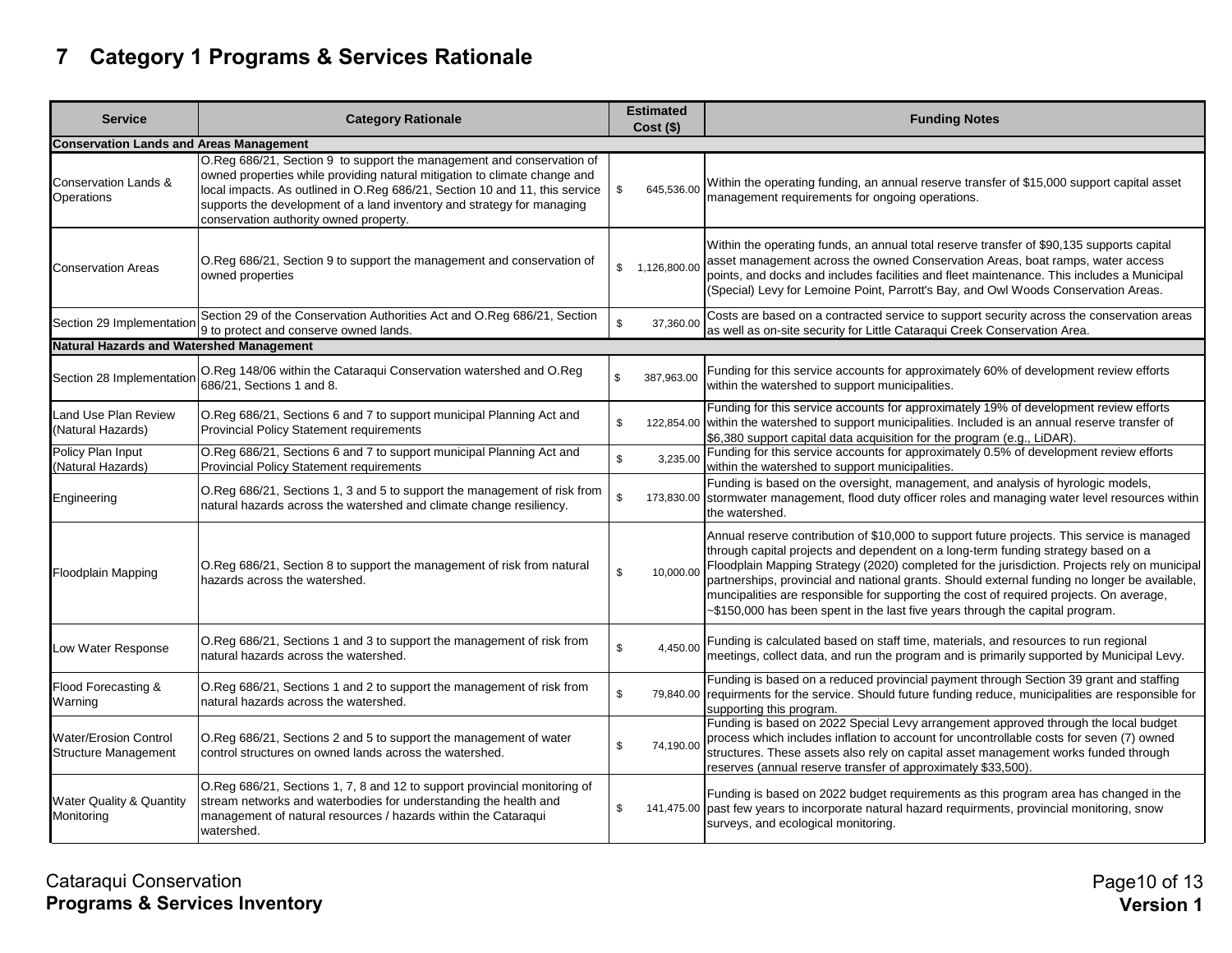# 7 Category 1 Programs & Services Rationale

| Service | Category Rationale | Estimated Cost ($) | Funding Notes |
|---|---|---|---|
| **Conservation Lands and Areas Management** | | | |
| Conservation Lands & Operations | O.Reg 686/21, Section 9 to support the management and conservation of owned properties while providing natural mitigation to climate change and local impacts. As outlined in O.Reg 686/21, Section 10 and 11, this service supports the development of a land inventory and strategy for managing conservation authority owned property. | $ 645,536.00 | Within the operating funding, an annual reserve transfer of $15,000 support capital asset management requirements for ongoing operations. |
| Conservation Areas | O.Reg 686/21, Section 9 to support the management and conservation of owned properties | $ 1,126,800.00 | Within the operating funds, an annual total reserve transfer of $90,135 supports capital asset management across the owned Conservation Areas, boat ramps, water access points, and docks and includes facilities and fleet maintenance. This includes a Municipal (Special) Levy for Lemoine Point, Parrott's Bay, and Owl Woods Conservation Areas. |
| Section 29 Implementation | Section 29 of the Conservation Authorities Act and O.Reg 686/21, Section 9 to protect and conserve owned lands. | $ 37,360.00 | Costs are based on a contracted service to support security across the conservation areas as well as on-site security for Little Cataraqui Creek Conservation Area. |
| **Natural Hazards and Watershed Management** | | | |
| Section 28 Implementation | O.Reg 148/06 within the Cataraqui Conservation watershed and O.Reg 686/21, Sections 1 and 8. | $ 387,963.00 | Funding for this service accounts for approximately 60% of development review efforts within the watershed to support municipalities. |
| Land Use Plan Review (Natural Hazards) | O.Reg 686/21, Sections 6 and 7 to support municipal Planning Act and Provincial Policy Statement requirements | $ 122,854.00 | Funding for this service accounts for approximately 19% of development review efforts within the watershed to support municipalities. Included is an annual reserve transfer of $6,380 support capital data acquisition for the program (e.g., LiDAR). |
| Policy Plan Input (Natural Hazards) | O.Reg 686/21, Sections 6 and 7 to support municipal Planning Act and Provincial Policy Statement requirements | $ 3,235.00 | Funding for this service accounts for approximately 0.5% of development review efforts within the watershed to support municipalities. |
| Engineering | O.Reg 686/21, Sections 1, 3 and 5 to support the management of risk from natural hazards across the watershed and climate change resiliency. | $ 173,830.00 | Funding is based on the oversight, management, and analysis of hyrologic models, stormwater management, flood duty officer roles and managing water level resources within the watershed. |
| Floodplain Mapping | O.Reg 686/21, Section 8 to support the management of risk from natural hazards across the watershed. | $ 10,000.00 | Annual reserve contribution of $10,000 to support future projects. This service is managed through capital projects and dependent on a long-term funding strategy based on a Floodplain Mapping Strategy (2020) completed for the jurisdiction. Projects rely on municipal partnerships, provincial and national grants. Should external funding no longer be available, muncipalities are responsible for supporting the cost of required projects. On average, ~$150,000 has been spent in the last five years through the capital program. |
| Low Water Response | O.Reg 686/21, Sections 1 and 3 to support the management of risk from natural hazards across the watershed. | $ 4,450.00 | Funding is calculated based on staff time, materials, and resources to run regional meetings, collect data, and run the program and is primarily supported by Municipal Levy. |
| Flood Forecasting & Warning | O.Reg 686/21, Sections 1 and 2 to support the management of risk from natural hazards across the watershed. | $ 79,840.00 | Funding is based on a reduced provincial payment through Section 39 grant and staffing requirments for the service. Should future funding reduce, municipalities are responsible for supporting this program. |
| Water/Erosion Control Structure Management | O.Reg 686/21, Sections 2 and 5 to support the management of water control structures on owned lands across the watershed. | $ 74,190.00 | Funding is based on 2022 Special Levy arrangement approved through the local budget process which includes inflation to account for uncontrollable costs for seven (7) owned structures. These assets also rely on capital asset management works funded through reserves (annual reserve transfer of approximately $33,500). |
| Water Quality & Quantity Monitoring | O.Reg 686/21, Sections 1, 7, 8 and 12 to support provincial monitoring of stream networks and waterbodies for understanding the health and management of natural resources / hazards within the Cataraqui watershed. | $ 141,475.00 | Funding is based on 2022 budget requirements as this program area has changed in the past few years to incorporate natural hazard requirments, provincial monitoring, snow surveys, and ecological monitoring. |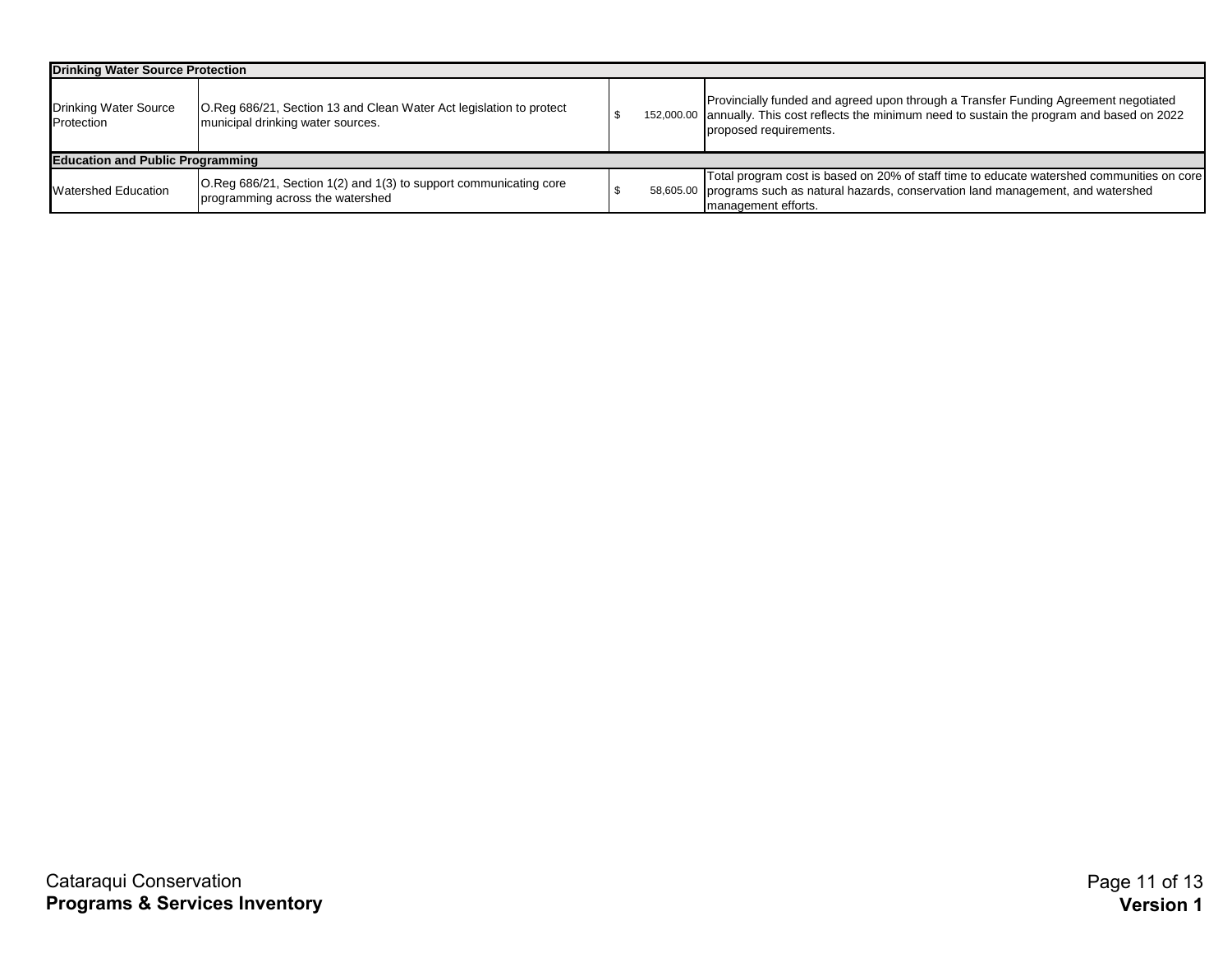| Drinking Water Source Protection | | | |
|---|---|---|---|
| Drinking Water Source Protection | O.Reg 686/21, Section 13 and Clean Water Act legislation to protect municipal drinking water sources. | $ 152,000.00 | Provincially funded and agreed upon through a Transfer Funding Agreement negotiated annually. This cost reflects the minimum need to sustain the program and based on 2022 proposed requirements. |
| **Education and Public Programming** | | | |
| Watershed Education | O.Reg 686/21, Section 1(2) and 1(3) to support communicating core programming across the watershed | $ 58,605.00 | Total program cost is based on 20% of staff time to educate watershed communities on core programs such as natural hazards, conservation land management, and watershed management efforts. |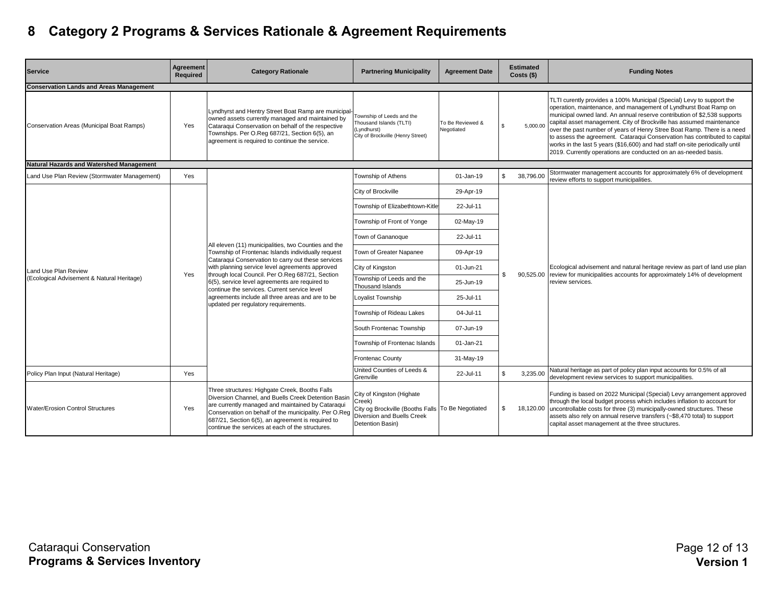# 8 Category 2 Programs & Services Rationale & Agreement Requirements

| Service | Agreement Required | Category Rationale | Partnering Municipality | Agreement Date | Estimated Costs ($) | Funding Notes |
|---|---|---|---|---|---|---|
| **Conservation Lands and Areas Management** | | | | | | |
| Conservation Areas (Municipal Boat Ramps) | Yes | Lyndhyrst and Hentry Street Boat Ramp are municipal-owned assets currently managed and maintained by Cataraqui Conservation on behalf of the respective Townships. Per O.Reg 687/21, Section 6(5), an agreement is required to continue the service. | Township of Leeds and the Thousand Islands (TLTI) (Lyndhurst)<br>City of Brockville (Henry Street) | To Be Reviewed & Negotiated | $ 5,000.00 | TLTI curently provides a 100% Municipal (Special) Levy to support the operation, maintenance, and management of Lyndhurst Boat Ramp on municipal owned land. An annual reserve contribution of $2,538 supports capital asset management. City of Brockville has assumed maintenance over the past number of years of Henry Stree Boat Ramp. There is a need to assess the agreement. Cataraqui Conservation has contributed to capital works in the last 5 years ($16,600) and had staff on-site periodically until 2019. Currently operations are conducted on an as-needed basis. |
| **Natural Hazards and Watershed Management** | | | | | | |
| Land Use Plan Review (Stormwater Management) | Yes | All eleven (11) municipalities, two Counties and the Township of Frontenac Islands individually request Cataraqui Conservation to carry out these services with planning service level agreements approved through local Council. Per O.Reg 687/21, Section 6(5), service level agreements are required to continue the services. Current service level agreements include all three areas and are to be updated per regulatory requirements. | Township of Athens | 01-Jan-19 | $ 38,796.00 | Stormwater management accounts for approximately 6% of development review efforts to support municipalities. |
| Land Use Plan Review (Ecological Advisement & Natural Heritage) | Yes | | City of Brockville | 29-Apr-19 | $ 90,525.00 | Ecological advisement and natural heritage review as part of land use plan review for municipalities accounts for approximately 14% of development review services. |
| | | | Township of Elizabethtown-Kitle | 22-Jul-11 | | |
| | | | Township of Front of Yonge | 02-May-19 | | |
| | | | Town of Gananoque | 22-Jul-11 | | |
| | | | Town of Greater Napanee | 09-Apr-19 | | |
| | | | City of Kingston | 01-Jun-21 | | |
| | | | Township of Leeds and the Thousand Islands | 25-Jun-19 | | |
| | | | Loyalist Township | 25-Jul-11 | | |
| | | | Township of Rideau Lakes | 04-Jul-11 | | |
| | | | South Frontenac Township | 07-Jun-19 | | |
| | | | Township of Frontenac Islands | 01-Jan-21 | | |
| | | | Frontenac County | 31-May-19 | | |
| Policy Plan Input (Natural Heritage) | Yes | | United Counties of Leeds & Grenville | 22-Jul-11 | $ 3,235.00 | Natural heritage as part of policy plan input accounts for 0.5% of all development review services to support municipalities. |
| Water/Erosion Control Structures | Yes | Three structures: Highgate Creek, Booths Falls Diversion Channel, and Buells Creek Detention Basin are currently managed and maintained by Cataraqui Conservation on behalf of the municipality. Per O.Reg 687/21, Section 6(5), an agreement is required to continue the services at each of the structures. | City of Kingston (Highate Creek)<br>City og Brockville (Booths Falls Diversion and Buells Creek Detention Basin) | To Be Negotiated | $ 18,120.00 | Funding is based on 2022 Municipal (Special) Levy arrangement approved through the local budget process which includes inflation to account for uncontrollable costs for three (3) municipally-owned structures. These assets also rely on annual reserve transfers (~$8,470 total) to support capital asset management at the three structures. |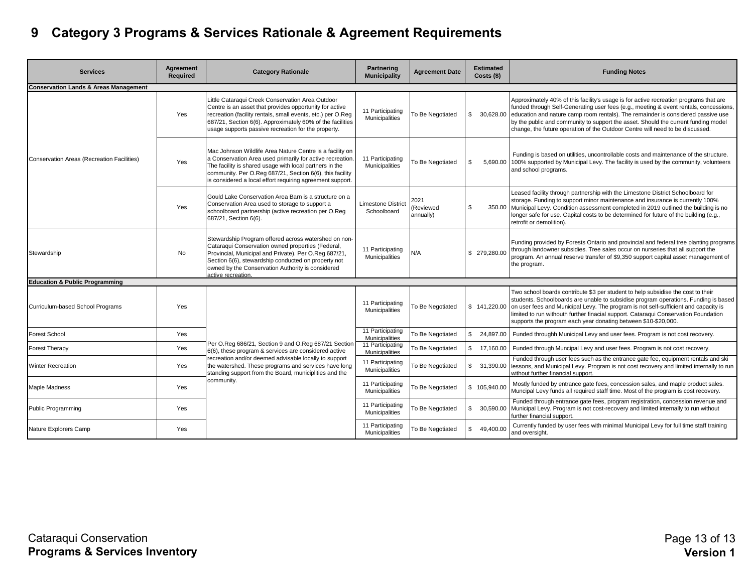# 9 Category 3 Programs & Services Rationale & Agreement Requirements

| Services | Agreement Required | Category Rationale | Partnering Municipality | Agreement Date | Estimated Costs ($) | Funding Notes |
|---|---|---|---|---|---|---|
| **Conservation Lands & Areas Management** | | | | | | |
| Conservation Areas (Recreation Facilities) | Yes | Little Cataraqui Creek Conservation Area Outdoor Centre is an asset that provides opportunity for active recreation (facility rentals, small events, etc.) per O.Reg 687/21, Section 6(6). Approximately 60% of the facilities usage supports passive recreation for the property. | 11 Participating Municipalities | To Be Negotiated | $ 30,628.00 | Approximately 40% of this facility's usage is for active recreation programs that are funded through Self-Generating user fees (e.g., meeting & event rentals, concessions, education and nature camp room rentals). The remainder is considered passive use by the public and community to support the asset. Should the current funding model change, the future operation of the Outdoor Centre will need to be discussed. |
| | Yes | Mac Johnson Wildlife Area Nature Centre is a facility on a Conservation Area used primarily for active recreation. The facility is shared usage with local partners in the community. Per O.Reg 687/21, Section 6(6), this facility is considered a local effort requiring agreement support. | 11 Participating Municipalities | To Be Negotiated | $ 5,690.00 | Funding is based on utilities, uncontrollable costs and maintenance of the structure. 100% supported by Municipal Levy. The facility is used by the community, volunteers and school programs. |
| | Yes | Gould Lake Conservation Area Barn is a structure on a Conservation Area used to storage to support a schoolboard partnership (active recreation per O.Reg 687/21, Section 6(6). | Limestone District Schoolboard | 2021 (Reviewed annually) | $ 350.00 | Leased facility through partnership with the Limestone District Schoolboard for storage. Funding to support minor maintenance and insurance is currently 100% Municipal Levy. Condition assessment completed in 2019 outlined the building is no longer safe for use. Capital costs to be determined for future of the building (e.g., retrofit or demolition). |
| Stewardship | No | Stewardship Program offered across watershed on non-Cataraqui Conservation owned properties (Federal, Provincial, Municipal and Private). Per O.Reg 687/21, Section 6(6), stewardship conducted on property not owned by the Conservation Authority is considered active recreation. | 11 Participating Municipalities | N/A | $ 279,280.00 | Funding provided by Forests Ontario and provincial and federal tree planting programs through landowner subsidies. Tree sales occur on nurseries that all support the program. An annual reserve transfer of $9,350 support capital asset management of the program. |
| **Education & Public Programming** | | | | | | |
| Curriculum-based School Programs | Yes | Per O.Reg 686/21, Section 9 and O.Reg 687/21 Section 6(6), these program & services are considered active recreation and/or deemed advisable locally to support the watershed. These programs and services have long standing support from the Board, municiplities and the community. | 11 Participating Municipalities | To Be Negotiated | $ 141,220.00 | Two school boards contribute $3 per student to help subsidise the cost to their students. Schoolboards are unable to subsidise program operations. Funding is based on user fees and Municipal Levy. The program is not self-sufficient and capacity is limited to run withouth further finacial support. Cataraqui Conservation Foundation supports the program each year donating between $10-$20,000. |
| Forest School | Yes | | 11 Participating Municipalities | To Be Negotiated | $ 24,897.00 | Funded throughh Municipal Levy and user fees. Program is not cost recovery. |
| Forest Therapy | Yes | | 11 Participating Municipalities | To Be Negotiated | $ 17,160.00 | Funded through Muncipal Levy and user fees. Program is not cost recovery. |
| Winter Recreation | Yes | | 11 Participating Municipalities | To Be Negotiated | $ 31,390.00 | Funded through user fees such as the entrance gate fee, equipment rentals and ski lessons, and Municipal Levy. Program is not cost recovery and limited internally to run without further financial support. |
| Maple Madness | Yes | | 11 Participating Municipalities | To Be Negotiated | $ 105,940.00 | Mostly funded by entrance gate fees, concession sales, and maple product sales. Muncipal Levy funds all required staff time. Most of the program is cost recovery. |
| Public Programming | Yes | | 11 Participating Municipalities | To Be Negotiated | $ 30,590.00 | Funded through entrance gate fees, program registration, concession revenue and Municipal Levy. Program is not cost-recovery and limited internally to run without further financial support. |
| Nature Explorers Camp | Yes | | 11 Participating Municipalities | To Be Negotiated | $ 49,400.00 | Currently funded by user fees with minimal Municipal Levy for full time staff training and oversight. |

Cataraqui Conservation
**Programs & Services Inventory**

**Version 1**